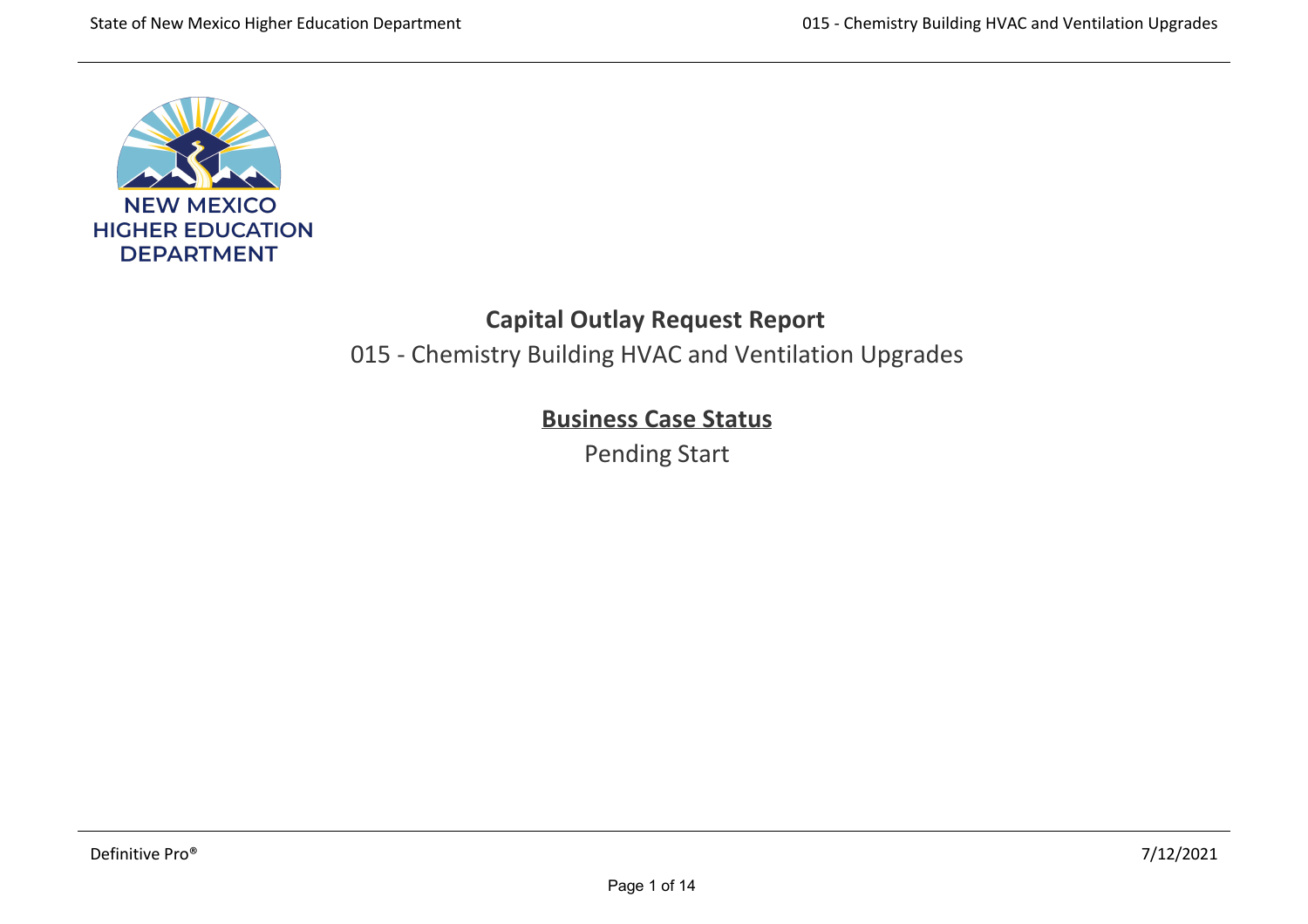NEW MEXICO
HIGHER EDUCATION
DEPARTMENT

# Capital Outlay Request Report

015 - Chemistry Building HVAC and Ventilation Upgrades

## Business Case Status

Pending Start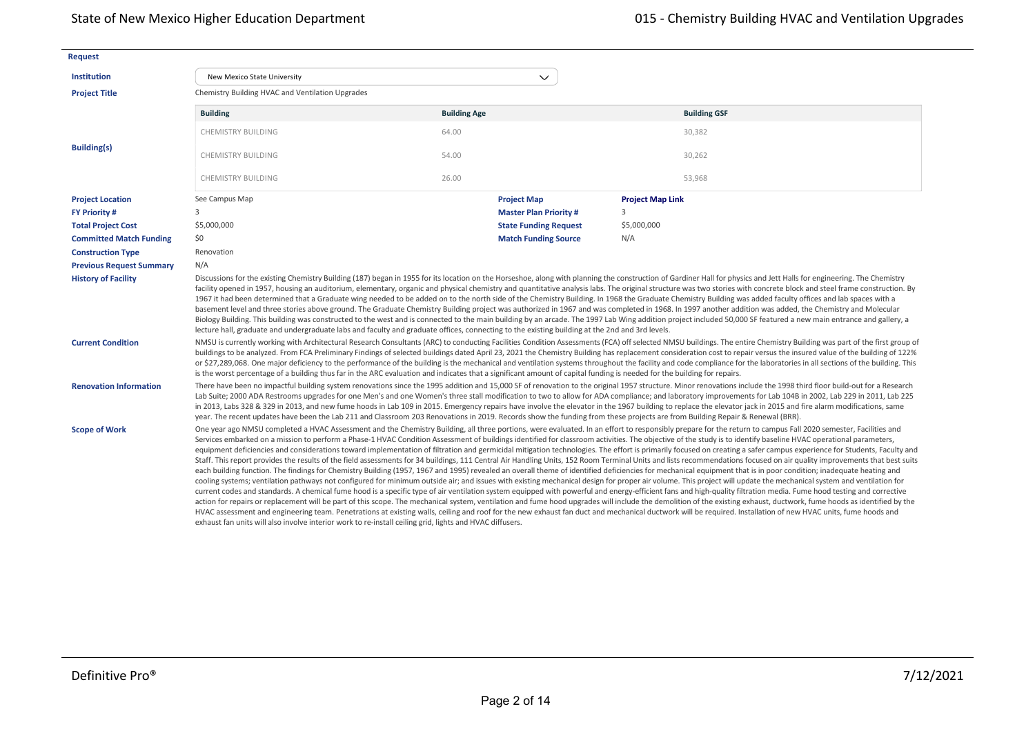## Request

**Institution**: New Mexico State University

**Project Title**: Chemistry Building HVAC and Ventilation Upgrades

**Building(s)**

| Building | Building Age | Building GSF |
|---|---|---|
| CHEMISTRY BUILDING | 64.00 | 30,382 |
| CHEMISTRY BUILDING | 54.00 | 30,262 |
| CHEMISTRY BUILDING | 26.00 | 53,968 |

| | | | |
|---|---|---|---|
| **Project Location** | See Campus Map | **Project Map** | **Project Map Link** |
| **FY Priority #** | 3 | **Master Plan Priority #** | 3 |
| **Total Project Cost** | $5,000,000 | **State Funding Request** | $5,000,000 |
| **Committed Match Funding** | $0 | **Match Funding Source** | N/A |
| **Construction Type** | Renovation | | |
| **Previous Request Summary** | N/A | | |

**History of Facility**

Discussions for the existing Chemistry Building (187) began in 1955 for its location on the Horseshoe, along with planning the construction of Gardiner Hall for physics and Jett Halls for engineering. The Chemistry facility opened in 1957, housing an auditorium, elementary, organic and physical chemistry and quantitative analysis labs. The original structure was two stories with concrete block and steel frame construction. By 1967 it had been determined that a Graduate wing needed to be added on to the north side of the Chemistry Building. In 1968 the Graduate Chemistry Building was added faculty offices and lab spaces with a basement level and three stories above ground. The Graduate Chemistry Building project was authorized in 1967 and was completed in 1968. In 1997 another addition was added, the Chemistry and Molecular Biology Building. This building was constructed to the west and is connected to the main building by an arcade. The 1997 Lab Wing addition project included 50,000 SF featured a new main entrance and gallery, a lecture hall, graduate and undergraduate labs and faculty and graduate offices, connecting to the existing building at the 2nd and 3rd levels.

**Current Condition**

NMSU is currently working with Architectural Research Consultants (ARC) to conducting Facilities Condition Assessments (FCA) off selected NMSU buildings. The entire Chemistry Building was part of the first group of buildings to be analyzed. From FCA Preliminary Findings of selected buildings dated April 23, 2021 the Chemistry Building has replacement consideration cost to repair versus the insured value of the building of 122% or $27,289,068. One major deficiency to the performance of the building is the mechanical and ventilation systems throughout the facility and code compliance for the laboratories in all sections of the building. This is the worst percentage of a building thus far in the ARC evaluation and indicates that a significant amount of capital funding is needed for the building for repairs.

**Renovation Information**

There have been no impactful building system renovations since the 1995 addition and 15,000 SF of renovation to the original 1957 structure. Minor renovations include the 1998 third floor build-out for a Research Lab Suite; 2000 ADA Restrooms upgrades for one Men's and one Women's three stall modification to two to allow for ADA compliance; and laboratory improvements for Lab 104B in 2002, Lab 229 in 2011, Lab 225 in 2013, Labs 328 & 329 in 2013, and new fume hoods in Lab 109 in 2015. Emergency repairs have involve the elevator in the 1967 building to replace the elevator jack in 2015 and fire alarm modifications, same year. The recent updates have been the Lab 211 and Classroom 203 Renovations in 2019. Records show the funding from these projects are from Building Repair & Renewal (BRR).

**Scope of Work**

One year ago NMSU completed a HVAC Assessment and the Chemistry Building, all three portions, were evaluated. In an effort to responsibly prepare for the return to campus Fall 2020 semester, Facilities and Services embarked on a mission to perform a Phase-1 HVAC Condition Assessment of buildings identified for classroom activities. The objective of the study is to identify baseline HVAC operational parameters, equipment deficiencies and considerations toward implementation of filtration and germicidal mitigation technologies. The effort is primarily focused on creating a safer campus experience for Students, Faculty and Staff. This report provides the results of the field assessments for 34 buildings, 111 Central Air Handling Units, 152 Room Terminal Units and lists recommendations focused on air quality improvements that best suits each building function. The findings for Chemistry Building (1957, 1967 and 1995) revealed an overall theme of identified deficiencies for mechanical equipment that is in poor condition; inadequate heating and cooling systems; ventilation pathways not configured for minimum outside air; and issues with existing mechanical design for proper air volume. This project will update the mechanical system and ventilation for current codes and standards. A chemical fume hood is a specific type of air ventilation system equipped with powerful and energy-efficient fans and high-quality filtration media. Fume hood testing and corrective action for repairs or replacement will be part of this scope. The mechanical system, ventilation and fume hood upgrades will include the demolition of the existing exhaust, ductwork, fume hoods as identified by the HVAC assessment and engineering team. Penetrations at existing walls, ceiling and roof for the new exhaust fan duct and mechanical ductwork will be required. Installation of new HVAC units, fume hoods and exhaust fan units will also involve interior work to re-install ceiling grid, lights and HVAC diffusers.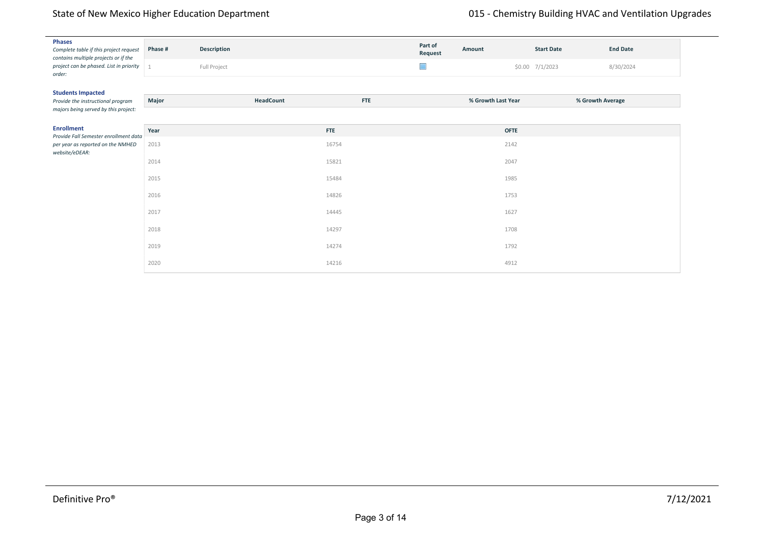**Phases**

*Complete table if this project request contains multiple projects or if the project can be phased. List in priority order:*

| Phase # | Description | Part of Request | Amount | Start Date | End Date |
|---|---|---|---|---|---|
| 1 | Full Project | ☐ | $0.00 | 7/1/2023 | 8/30/2024 |

**Students Impacted**

*Provide the instructional program majors being served by this project:*

| Major | HeadCount | FTE | % Growth Last Year | % Growth Average |
|---|---|---|---|---|

**Enrollment**

*Provide Fall Semester enrollment data per year as reported on the NMHED website/eDEAR:*

| Year | FTE | OFTE |
|---|---|---|
| 2013 | 16754 | 2142 |
| 2014 | 15821 | 2047 |
| 2015 | 15484 | 1985 |
| 2016 | 14826 | 1753 |
| 2017 | 14445 | 1627 |
| 2018 | 14297 | 1708 |
| 2019 | 14274 | 1792 |
| 2020 | 14216 | 4912 |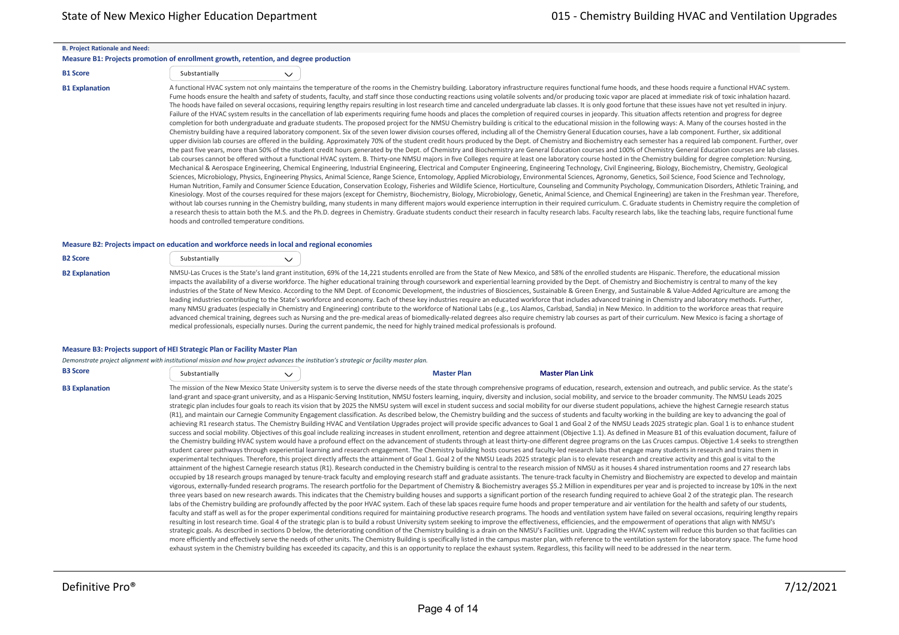**B. Project Rationale and Need:**

**Measure B1: Projects promotion of enrollment growth, retention, and degree production**

**B1 Score**: Substantially

**B1 Explanation**

A functional HVAC system not only maintains the temperature of the rooms in the Chemistry building. Laboratory infrastructure requires functional fume hoods, and these hoods require a functional HVAC system. Fume hoods ensure the health and safety of students, faculty, and staff since those conducting reactions using volatile solvents and/or producing toxic vapor are placed at immediate risk of toxic inhalation hazard. The hoods have failed on several occasions, requiring lengthy repairs resulting in lost research time and canceled undergraduate lab classes. It is only good fortune that these issues have not yet resulted in injury. Failure of the HVAC system results in the cancellation of lab experiments requiring fume hoods and places the completion of required courses in jeopardy. This situation affects retention and progress for degree completion for both undergraduate and graduate students. The proposed project for the NMSU Chemistry building is critical to the educational mission in the following ways: A. Many of the courses hosted in the Chemistry building have a required laboratory component. Six of the seven lower division courses offered, including all of the Chemistry General Education courses, have a lab component. Further, six additional upper division lab courses are offered in the building. Approximately 70% of the student credit hours produced by the Dept. of Chemistry and Biochemistry each semester has a required lab component. Further, over the past five years, more than 50% of the student credit hours generated by the Dept. of Chemistry and Biochemistry are General Education courses and 100% of Chemistry General Education courses are lab classes. Lab courses cannot be offered without a functional HVAC system. B. Thirty-one NMSU majors in five Colleges require at least one laboratory course hosted in the Chemistry building for degree completion: Nursing, Mechanical & Aerospace Engineering, Chemical Engineering, Industrial Engineering, Electrical and Computer Engineering, Engineering Technology, Civil Engineering, Biology, Biochemistry, Chemistry, Geological Sciences, Microbiology, Physics, Engineering Physics, Animal Science, Range Science, Entomology, Applied Microbiology, Environmental Sciences, Agronomy, Genetics, Soil Science, Food Science and Technology, Human Nutrition, Family and Consumer Science Education, Conservation Ecology, Fisheries and Wildlife Science, Horticulture, Counseling and Community Psychology, Communication Disorders, Athletic Training, and Kinesiology. Most of the courses required for these majors (except for Chemistry, Biochemistry, Biology, Microbiology, Genetic, Animal Science, and Chemical Engineering) are taken in the Freshman year. Therefore, without lab courses running in the Chemistry building, many students in many different majors would experience interruption in their required curriculum. C. Graduate students in Chemistry require the completion of a research thesis to attain both the M.S. and the Ph.D. degrees in Chemistry. Graduate students conduct their research in faculty research labs. Faculty research labs, like the teaching labs, require functional fume hoods and controlled temperature conditions.

**Measure B2: Projects impact on education and workforce needs in local and regional economies**

**B2 Score**: Substantially

**B2 Explanation**

NMSU-Las Cruces is the State's land grant institution, 69% of the 14,221 students enrolled are from the State of New Mexico, and 58% of the enrolled students are Hispanic. Therefore, the educational mission impacts the availability of a diverse workforce. The higher educational training through coursework and experiential learning provided by the Dept. of Chemistry and Biochemistry is central to many of the key industries of the State of New Mexico. According to the NM Dept. of Economic Development, the industries of Biosciences, Sustainable & Green Energy, and Sustainable & Value-Added Agriculture are among the leading industries contributing to the State's workforce and economy. Each of these key industries require an educated workforce that includes advanced training in Chemistry and laboratory methods. Further, many NMSU graduates (especially in Chemistry and Engineering) contribute to the workforce of National Labs (e.g., Los Alamos, Carlsbad, Sandia) in New Mexico. In addition to the workforce areas that require advanced chemical training, degrees such as Nursing and the pre-medical areas of biomedically-related degrees also require chemistry lab courses as part of their curriculum. New Mexico is facing a shortage of medical professionals, especially nurses. During the current pandemic, the need for highly trained medical professionals is profound.

**Measure B3: Projects support of HEI Strategic Plan or Facility Master Plan**

*Demonstrate project alignment with institutional mission and how project advances the institution's strategic or facility master plan.*

**B3 Score**: Substantially — **Master Plan** — **Master Plan Link**

**B3 Explanation**

The mission of the New Mexico State University system is to serve the diverse needs of the state through comprehensive programs of education, research, extension and outreach, and public service. As the state's land-grant and space-grant university, and as a Hispanic-Serving Institution, NMSU fosters learning, inquiry, diversity and inclusion, social mobility, and service to the broader community. The NMSU Leads 2025 strategic plan includes four goals to reach its vision that by 2025 the NMSU system will excel in student success and social mobility for our diverse student populations, achieve the highest Carnegie research status (R1), and maintain our Carnegie Community Engagement classification. As described below, the Chemistry building and the success of students and faculty working in the building are key to advancing the goal of achieving R1 research status. The Chemistry Building HVAC and Ventilation Upgrades project will provide specific advances to Goal 1 and Goal 2 of the NMSU Leads 2025 strategic plan. Goal 1 is to enhance student success and social mobility. Objectives of this goal include realizing increases in student enrollment, retention and degree attainment (Objective 1.1). As defined in Measure B1 of this evaluation document, failure of the Chemistry building HVAC system would have a profound effect on the advancement of students through at least thirty-one different degree programs on the Las Cruces campus. Objective 1.4 seeks to strengthen student career pathways through experiential learning and research engagement. The Chemistry building hosts courses and faculty-led research labs that engage many students in research and trains them in experimental techniques. Therefore, this project directly affects the attainment of Goal 1. Goal 2 of the NMSU Leads 2025 strategic plan is to elevate research and creative activity and this goal is vital to the attainment of the highest Carnegie research status (R1). Research conducted in the Chemistry building is central to the research mission of NMSU as it houses 4 shared instrumentation rooms and 27 research labs occupied by 18 research groups managed by tenure-track faculty and employing research staff and graduate assistants. The tenure-track faculty in Chemistry and Biochemistry are expected to develop and maintain vigorous, externally-funded research programs. The research portfolio for the Department of Chemistry & Biochemistry averages $5.2 Million in expenditures per year and is projected to increase by 10% in the next three years based on new research awards. This indicates that the Chemistry building houses and supports a significant portion of the research funding required to achieve Goal 2 of the strategic plan. The research labs of the Chemistry building are profoundly affected by the poor HVAC system. Each of these lab spaces require fume hoods and proper temperature and air ventilation for the health and safety of our students, faculty and staff as well as for the proper experimental conditions required for maintaining productive research programs. The hoods and ventilation system have failed on several occasions, requiring lengthy repairs resulting in lost research time. Goal 4 of the strategic plan is to build a robust University system seeking to improve the effectiveness, efficiencies, and the empowerment of operations that align with NMSU's strategic goals. As described in sections D below, the deteriorating condition of the Chemistry building is a drain on the NMSU's Facilities unit. Upgrading the HVAC system will reduce this burden so that facilities can more efficiently and effectively serve the needs of other units. The Chemistry Building is specifically listed in the campus master plan, with reference to the ventilation system for the laboratory space. The fume hood exhaust system in the Chemistry building has exceeded its capacity, and this is an opportunity to replace the exhaust system. Regardless, this facility will need to be addressed in the near term.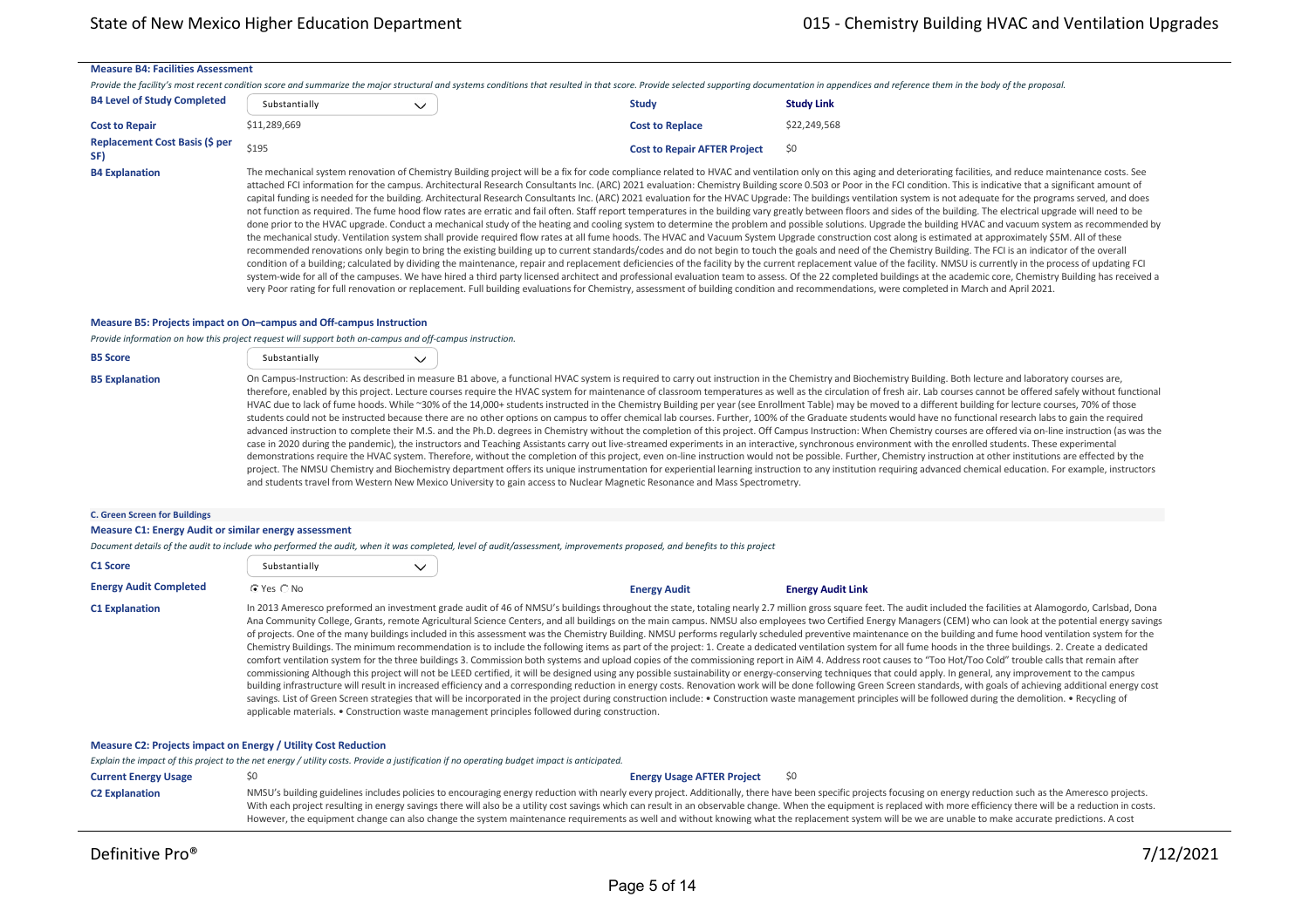#### Measure B4: Facilities Assessment

*Provide the facility's most recent condition score and summarize the major structural and systems conditions that resulted in that score. Provide selected supporting documentation in appendices and reference them in the body of the proposal.*

| | | | |
|---|---|---|---|
| **B4 Level of Study Completed** | Substantially | **Study** | **Study Link** |
| **Cost to Repair** | $11,289,669 | **Cost to Replace** | $22,249,568 |
| **Replacement Cost Basis ($ per SF)** | $195 | **Cost to Repair AFTER Project** | $0 |

**B4 Explanation**

The mechanical system renovation of Chemistry Building project will be a fix for code compliance related to HVAC and ventilation only on this aging and deteriorating facilities, and reduce maintenance costs. See attached FCI information for the campus. Architectural Research Consultants Inc. (ARC) 2021 evaluation: Chemistry Building score 0.503 or Poor in the FCI condition. This is indicative that a significant amount of capital funding is needed for the building. Architectural Research Consultants Inc. (ARC) 2021 evaluation for the HVAC Upgrade: The buildings ventilation system is not adequate for the programs served, and does not function as required. The fume hood flow rates are erratic and fail often. Staff report temperatures in the building vary greatly between floors and sides of the building. The electrical upgrade will need to be done prior to the HVAC upgrade. Conduct a mechanical study of the heating and cooling system to determine the problem and possible solutions. Upgrade the building HVAC and vacuum system as recommended by the mechanical study. Ventilation system shall provide required flow rates at all fume hoods. The HVAC and Vacuum System Upgrade construction cost along is estimated at approximately $5M. All of these recommended renovations only begin to bring the existing building up to current standards/codes and do not begin to touch the goals and need of the Chemistry Building. The FCI is an indicator of the overall condition of a building; calculated by dividing the maintenance, repair and replacement deficiencies of the facility by the current replacement value of the facility. NMSU is currently in the process of updating FCI system-wide for all of the campuses. We have hired a third party licensed architect and professional evaluation team to assess. Of the 22 completed buildings at the academic core, Chemistry Building has received a very Poor rating for full renovation or replacement. Full building evaluations for Chemistry, assessment of building condition and recommendations, were completed in March and April 2021.

#### Measure B5: Projects impact on On–campus and Off-campus Instruction

*Provide information on how this project request will support both on-campus and off-campus instruction.*

**B5 Score:** Substantially

**B5 Explanation**

On Campus-Instruction: As described in measure B1 above, a functional HVAC system is required to carry out instruction in the Chemistry and Biochemistry Building. Both lecture and laboratory courses are, therefore, enabled by this project. Lecture courses require the HVAC system for maintenance of classroom temperatures as well as the circulation of fresh air. Lab courses cannot be offered safely without functional HVAC due to lack of fume hoods. While ~30% of the 14,000+ students instructed in the Chemistry Building per year (see Enrollment Table) may be moved to a different building for lecture courses, 70% of those students could not be instructed because there are no other options on campus to offer chemical lab courses. Further, 100% of the Graduate students would have no functional research labs to gain the required advanced instruction to complete their M.S. and the Ph.D. degrees in Chemistry without the completion of this project. Off Campus Instruction: When Chemistry courses are offered via on-line instruction (as was the case in 2020 during the pandemic), the instructors and Teaching Assistants carry out live-streamed experiments in an interactive, synchronous environment with the enrolled students. These experimental demonstrations require the HVAC system. Therefore, without the completion of this project, even on-line instruction would not be possible. Further, Chemistry instruction at other institutions are effected by the project. The NMSU Chemistry and Biochemistry department offers its unique instrumentation for experiential learning instruction to any institution requiring advanced chemical education. For example, instructors and students travel from Western New Mexico University to gain access to Nuclear Magnetic Resonance and Mass Spectrometry.

### C. Green Screen for Buildings

#### Measure C1: Energy Audit or similar energy assessment

*Document details of the audit to include who performed the audit, when it was completed, level of audit/assessment, improvements proposed, and benefits to this project*

| | | | |
|---|---|---|---|
| **C1 Score** | Substantially | | |
| **Energy Audit Completed** | ◉ Yes ○ No | **Energy Audit** | **Energy Audit Link** |

**C1 Explanation**

In 2013 Ameresco preformed an investment grade audit of 46 of NMSU's buildings throughout the state, totaling nearly 2.7 million gross square feet. The audit included the facilities at Alamogordo, Carlsbad, Dona Ana Community College, Grants, remote Agricultural Science Centers, and all buildings on the main campus. NMSU also employees two Certified Energy Managers (CEM) who can look at the potential energy savings of projects. One of the many buildings included in this assessment was the Chemistry Building. NMSU performs regularly scheduled preventive maintenance on the building and fume hood ventilation system for the Chemistry Buildings. The minimum recommendation is to include the following items as part of the project: 1. Create a dedicated ventilation system for all fume hoods in the three buildings. 2. Create a dedicated comfort ventilation system for the three buildings 3. Commission both systems and upload copies of the commissioning report in AiM 4. Address root causes to "Too Hot/Too Cold" trouble calls that remain after commissioning Although this project will not be LEED certified, it will be designed using any possible sustainability or energy-conserving techniques that could apply. In general, any improvement to the campus building infrastructure will result in increased efficiency and a corresponding reduction in energy costs. Renovation work will be done following Green Screen standards, with goals of achieving additional energy cost savings. List of Green Screen strategies that will be incorporated in the project during construction include: • Construction waste management principles will be followed during the demolition. • Recycling of applicable materials. • Construction waste management principles followed during construction.

#### Measure C2: Projects impact on Energy / Utility Cost Reduction

*Explain the impact of this project to the net energy / utility costs. Provide a justification if no operating budget impact is anticipated.*

| | | | |
|---|---|---|---|
| **Current Energy Usage** | $0 | **Energy Usage AFTER Project** | $0 |

**C2 Explanation**

NMSU's building guidelines includes policies to encouraging energy reduction with nearly every project. Additionally, there have been specific projects focusing on energy reduction such as the Ameresco projects. With each project resulting in energy savings there will also be a utility cost savings which can result in an observable change. When the equipment is replaced with more efficiency there will be a reduction in costs. However, the equipment change can also change the system maintenance requirements as well and without knowing what the replacement system will be we are unable to make accurate predictions. A cost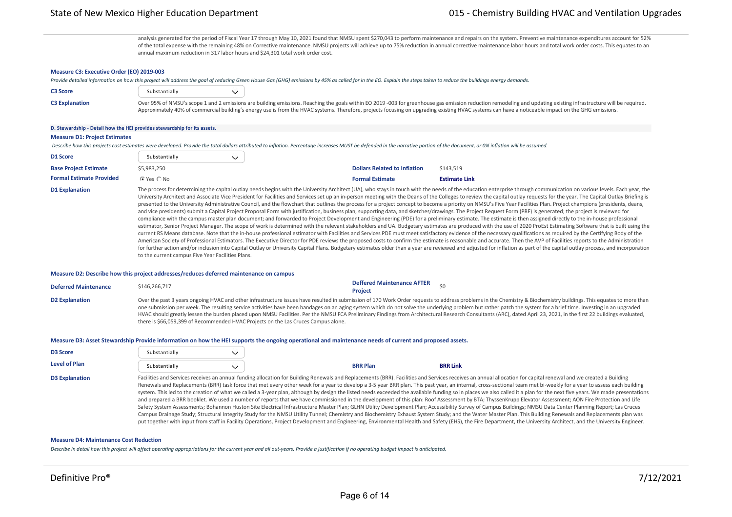analysis generated for the period of Fiscal Year 17 through May 10, 2021 found that NMSU spent $270,043 to perform maintenance and repairs on the system. Preventive maintenance expenditures account for 52% of the total expense with the remaining 48% on Corrective maintenance. NMSU projects will achieve up to 75% reduction in annual corrective maintenance labor hours and total work order costs. This equates to an annual maximum reduction in 317 labor hours and $24,301 total work order cost.

### Measure C3: Executive Order (EO) 2019-003

*Provide detailed information on how this project will address the goal of reducing Green House Gas (GHG) emissions by 45% as called for in the EO. Explain the steps taken to reduce the buildings energy demands.*

**C3 Score** Substantially

**C3 Explanation** Over 95% of NMSU's scope 1 and 2 emissions are building emissions. Reaching the goals within EO 2019 -003 for greenhouse gas emission reduction remodeling and updating existing infrastructure will be required. Approximately 40% of commercial building's energy use is from the HVAC systems. Therefore, projects focusing on upgrading existing HVAC systems can have a noticeable impact on the GHG emissions.

## D. Stewardship - Detail how the HEI provides stewardship for its assets.

### Measure D1: Project Estimates

*Describe how this projects cost estimates were developed. Provide the total dollars attributed to inflation. Percentage increases MUST be defended in the narrative portion of the document, or 0% inflation will be assumed.*

**D1 Score** Substantially

| | | | |
|---|---|---|---|
| **Base Project Estimate** | $5,983,250 | **Dollars Related to Inflation** | $143,519 |
| **Formal Estimate Provided** | ☑ Yes ☐ No | **Formal Estimate** | **Estimate Link** |

**D1 Explanation** The process for determining the capital outlay needs begins with the University Architect (UA), who stays in touch with the needs of the education enterprise through communication on various levels. Each year, the University Architect and Associate Vice President for Facilities and Services set up an in-person meeting with the Deans of the Colleges to review the capital outlay requests for the year. The Capital Outlay Briefing is presented to the University Administrative Council, and the flowchart that outlines the process for a project concept to become a priority on NMSU's Five Year Facilities Plan. Project champions (presidents, deans, and vice presidents) submit a Capital Project Proposal Form with justification, business plan, supporting data, and sketches/drawings. The Project Request Form (PRF) is generated; the project is reviewed for compliance with the campus master plan document; and forwarded to Project Development and Engineering (PDE) for a preliminary estimate. The estimate is then assigned directly to the in-house professional estimator, Senior Project Manager. The scope of work is determined with the relevant stakeholders and UA. Budgetary estimates are produced with the use of 2020 ProEst Estimating Software that is built using the current RS Means database. Note that the in-house professional estimator with Facilities and Services PDE must meet satisfactory evidence of the necessary qualifications as required by the Certifying Body of the American Society of Professional Estimators. The Executive Director for PDE reviews the proposed costs to confirm the estimate is reasonable and accurate. Then the AVP of Facilities reports to the Administration for further action and/or inclusion into Capital Outlay or University Capital Plans. Budgetary estimates older than a year are reviewed and adjusted for inflation as part of the capital outlay process, and incorporation to the current campus Five Year Facilities Plans.

### Measure D2: Describe how this project addresses/reduces deferred maintenance on campus

| | | | |
|---|---|---|---|
| **Deferred Maintenance** | $146,266,717 | **Deffered Maintenance AFTER Project** | $0 |

**D2 Explanation** Over the past 3 years ongoing HVAC and other infrastructure issues have resulted in submission of 170 Work Order requests to address problems in the Chemistry & Biochemistry buildings. This equates to more than one submission per week. The resulting service activities have been bandages on an aging system which do not solve the underlying problem but rather patch the system for a brief time. Investing in an upgraded HVAC should greatly lessen the burden placed upon NMSU Facilities. Per the NMSU FCA Preliminary Findings from Architectural Research Consultants (ARC), dated April 23, 2021, in the first 22 buildings evaluated, there is $66,059,399 of Recommended HVAC Projects on the Las Cruces Campus alone.

### Measure D3: Asset Stewardship Provide information on how the HEI supports the ongoing operational and maintenance needs of current and proposed assets.

**D3 Score** Substantially

| | | | |
|---|---|---|---|
| **Level of Plan** | Substantially | **BRR Plan** | **BRR Link** |

**D3 Explanation** Facilities and Services receives an annual funding allocation for Building Renewals and Replacements (BRR). Facilities and Services receives an annual allocation for capital renewal and we created a Building Renewals and Replacements (BRR) task force that met every other week for a year to develop a 3-5 year BRR plan. This past year, an internal, cross-sectional team met bi-weekly for a year to assess each building system. This led to the creation of what we called a 3-year plan, although by design the listed needs exceeded the available funding so in places we also called it a plan for the next five years. We made presentations and prepared a BRR booklet. We used a number of reports that we have commissioned in the development of this plan: Roof Assessment by BTA; ThyssenKrupp Elevator Assessment; AON Fire Protection and Life Safety System Assessments; Bohannon Huston Site Electrical Infrastructure Master Plan; GLHN Utility Development Plan; Accessibility Survey of Campus Buildings; NMSU Data Center Planning Report; Las Cruces Campus Drainage Study; Structural Integrity Study for the NMSU Utility Tunnel; Chemistry and Biochemistry Exhaust System Study; and the Water Master Plan. This Building Renewals and Replacements plan was put together with input from staff in Facility Operations, Project Development and Engineering, Environmental Health and Safety (EHS), the Fire Department, the University Architect, and the University Engineer.

### Measure D4: Maintenance Cost Reduction

*Describe in detail how this project will affect operating appropriations for the current year and all out-years. Provide a justification if no operating budget impact is anticipated.*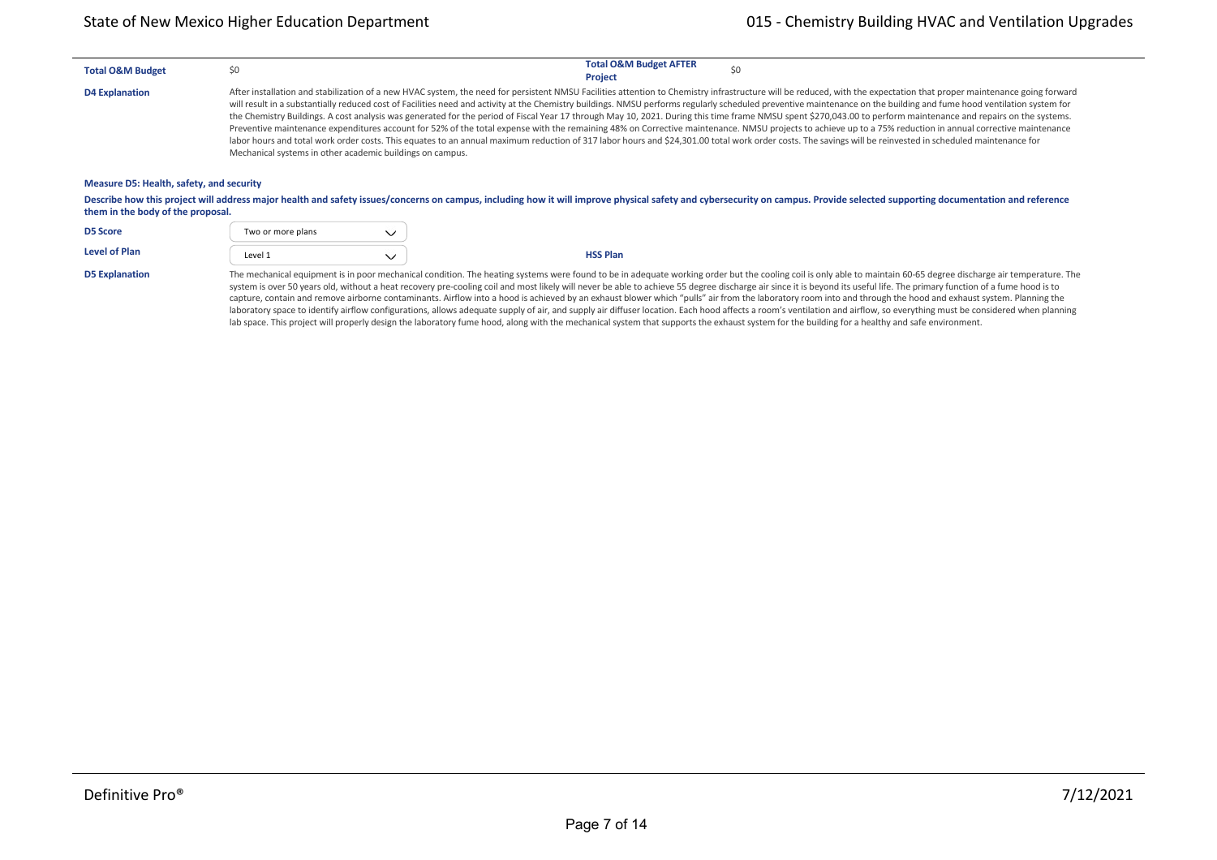| | | | |
|---|---|---|---|
| **Total O&M Budget** | $0 | **Total O&M Budget AFTER Project** | $0 |

**D4 Explanation**

After installation and stabilization of a new HVAC system, the need for persistent NMSU Facilities attention to Chemistry infrastructure will be reduced, with the expectation that proper maintenance going forward will result in a substantially reduced cost of Facilities need and activity at the Chemistry buildings. NMSU performs regularly scheduled preventive maintenance on the building and fume hood ventilation system for the Chemistry Buildings. A cost analysis was generated for the period of Fiscal Year 17 through May 10, 2021. During this time frame NMSU spent $270,043.00 to perform maintenance and repairs on the systems. Preventive maintenance expenditures account for 52% of the total expense with the remaining 48% on Corrective maintenance. NMSU projects to achieve up to a 75% reduction in annual corrective maintenance labor hours and total work order costs. This equates to an annual maximum reduction of 317 labor hours and $24,301.00 total work order costs. The savings will be reinvested in scheduled maintenance for Mechanical systems in other academic buildings on campus.

### Measure D5: Health, safety, and security

**Describe how this project will address major health and safety issues/concerns on campus, including how it will improve physical safety and cybersecurity on campus. Provide selected supporting documentation and reference them in the body of the proposal.**

| | | | |
|---|---|---|---|
| **D5 Score** | Two or more plans | | |
| **Level of Plan** | Level 1 | **HSS Plan** | |

**D5 Explanation**

The mechanical equipment is in poor mechanical condition. The heating systems were found to be in adequate working order but the cooling coil is only able to maintain 60-65 degree discharge air temperature. The system is over 50 years old, without a heat recovery pre-cooling coil and most likely will never be able to achieve 55 degree discharge air since it is beyond its useful life. The primary function of a fume hood is to capture, contain and remove airborne contaminants. Airflow into a hood is achieved by an exhaust blower which "pulls" air from the laboratory room into and through the hood and exhaust system. Planning the laboratory space to identify airflow configurations, allows adequate supply of air, and supply air diffuser location. Each hood affects a room's ventilation and airflow, so everything must be considered when planning lab space. This project will properly design the laboratory fume hood, along with the mechanical system that supports the exhaust system for the building for a healthy and safe environment.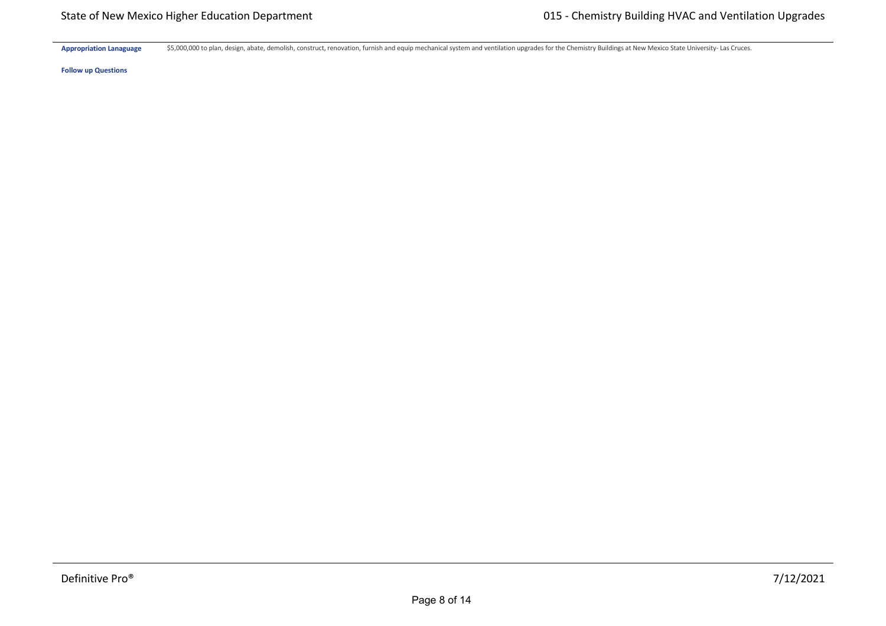**Appropriation Lanaguage** $5,000,000 to plan, design, abate, demolish, construct, renovation, furnish and equip mechanical system and ventilation upgrades for the Chemistry Buildings at New Mexico State University- Las Cruces.

**Follow up Questions**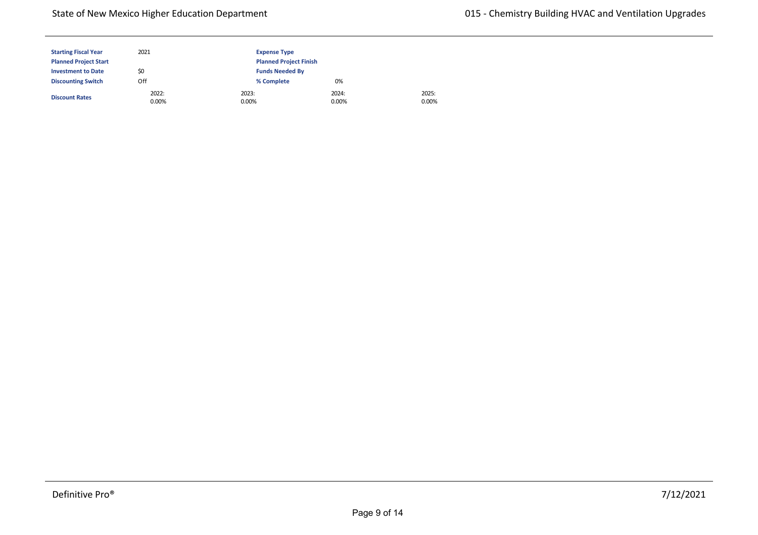| | | | | |
|---|---|---|---|---|
| **Starting Fiscal Year** | 2021 | **Expense Type** | | |
| **Planned Project Start** | | **Planned Project Finish** | | |
| **Investment to Date** | $0 | **Funds Needed By** | | |
| **Discounting Switch** | Off | **% Complete** | 0% | |
| **Discount Rates** | 2022: 0.00% | 2023: 0.00% | 2024: 0.00% | 2025: 0.00% |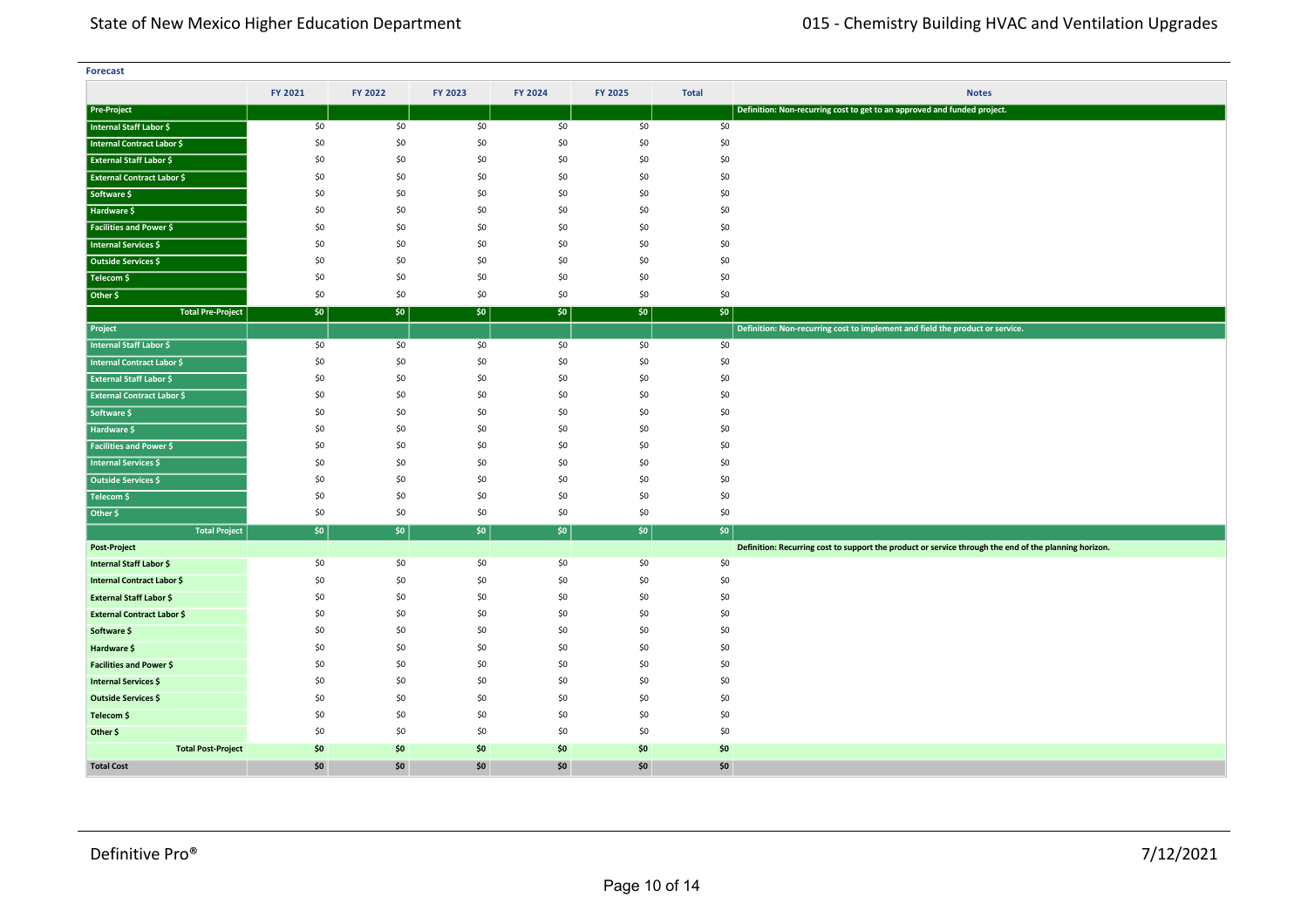**Forecast**

| | FY 2021 | FY 2022 | FY 2023 | FY 2024 | FY 2025 | Total | Notes |
|---|---|---|---|---|---|---|---|
| **Pre-Project** | | | | | | | **Definition: Non-recurring cost to get to an approved and funded project.** |
| **Internal Staff Labor $** | $0 | $0 | $0 | $0 | $0 | $0 | |
| **Internal Contract Labor $** | $0 | $0 | $0 | $0 | $0 | $0 | |
| **External Staff Labor $** | $0 | $0 | $0 | $0 | $0 | $0 | |
| **External Contract Labor $** | $0 | $0 | $0 | $0 | $0 | $0 | |
| **Software $** | $0 | $0 | $0 | $0 | $0 | $0 | |
| **Hardware $** | $0 | $0 | $0 | $0 | $0 | $0 | |
| **Facilities and Power $** | $0 | $0 | $0 | $0 | $0 | $0 | |
| **Internal Services $** | $0 | $0 | $0 | $0 | $0 | $0 | |
| **Outside Services $** | $0 | $0 | $0 | $0 | $0 | $0 | |
| **Telecom $** | $0 | $0 | $0 | $0 | $0 | $0 | |
| **Other $** | $0 | $0 | $0 | $0 | $0 | $0 | |
| **Total Pre-Project** | **$0** | **$0** | **$0** | **$0** | **$0** | **$0** | |
| **Project** | | | | | | | **Definition: Non-recurring cost to implement and field the product or service.** |
| **Internal Staff Labor $** | $0 | $0 | $0 | $0 | $0 | $0 | |
| **Internal Contract Labor $** | $0 | $0 | $0 | $0 | $0 | $0 | |
| **External Staff Labor $** | $0 | $0 | $0 | $0 | $0 | $0 | |
| **External Contract Labor $** | $0 | $0 | $0 | $0 | $0 | $0 | |
| **Software $** | $0 | $0 | $0 | $0 | $0 | $0 | |
| **Hardware $** | $0 | $0 | $0 | $0 | $0 | $0 | |
| **Facilities and Power $** | $0 | $0 | $0 | $0 | $0 | $0 | |
| **Internal Services $** | $0 | $0 | $0 | $0 | $0 | $0 | |
| **Outside Services $** | $0 | $0 | $0 | $0 | $0 | $0 | |
| **Telecom $** | $0 | $0 | $0 | $0 | $0 | $0 | |
| **Other $** | $0 | $0 | $0 | $0 | $0 | $0 | |
| **Total Project** | **$0** | **$0** | **$0** | **$0** | **$0** | **$0** | |
| **Post-Project** | | | | | | | **Definition: Recurring cost to support the product or service through the end of the planning horizon.** |
| **Internal Staff Labor $** | $0 | $0 | $0 | $0 | $0 | $0 | |
| **Internal Contract Labor $** | $0 | $0 | $0 | $0 | $0 | $0 | |
| **External Staff Labor $** | $0 | $0 | $0 | $0 | $0 | $0 | |
| **External Contract Labor $** | $0 | $0 | $0 | $0 | $0 | $0 | |
| **Software $** | $0 | $0 | $0 | $0 | $0 | $0 | |
| **Hardware $** | $0 | $0 | $0 | $0 | $0 | $0 | |
| **Facilities and Power $** | $0 | $0 | $0 | $0 | $0 | $0 | |
| **Internal Services $** | $0 | $0 | $0 | $0 | $0 | $0 | |
| **Outside Services $** | $0 | $0 | $0 | $0 | $0 | $0 | |
| **Telecom $** | $0 | $0 | $0 | $0 | $0 | $0 | |
| **Other $** | $0 | $0 | $0 | $0 | $0 | $0 | |
| **Total Post-Project** | **$0** | **$0** | **$0** | **$0** | **$0** | **$0** | |
| **Total Cost** | **$0** | **$0** | **$0** | **$0** | **$0** | **$0** | |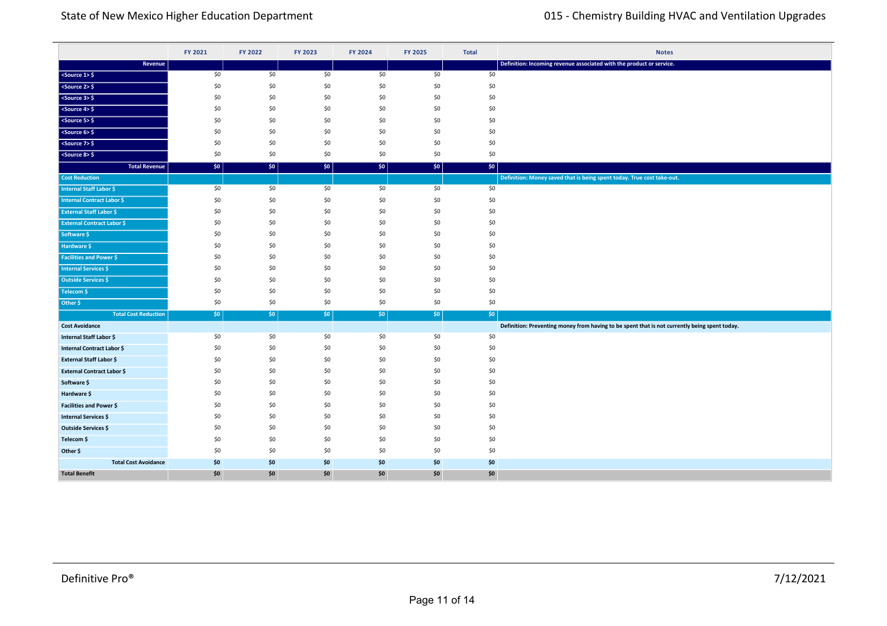| | FY 2021 | FY 2022 | FY 2023 | FY 2024 | FY 2025 | Total | Notes |
|---|---|---|---|---|---|---|---|
| **Revenue** | | | | | | | **Definition: Incoming revenue associated with the product or service.** |
| <Source 1> $ | $0 | $0 | $0 | $0 | $0 | $0 | |
| <Source 2> $ | $0 | $0 | $0 | $0 | $0 | $0 | |
| <Source 3> $ | $0 | $0 | $0 | $0 | $0 | $0 | |
| <Source 4> $ | $0 | $0 | $0 | $0 | $0 | $0 | |
| <Source 5> $ | $0 | $0 | $0 | $0 | $0 | $0 | |
| <Source 6> $ | $0 | $0 | $0 | $0 | $0 | $0 | |
| <Source 7> $ | $0 | $0 | $0 | $0 | $0 | $0 | |
| <Source 8> $ | $0 | $0 | $0 | $0 | $0 | $0 | |
| **Total Revenue** | **$0** | **$0** | **$0** | **$0** | **$0** | **$0** | |
| **Cost Reduction** | | | | | | | **Definition: Money saved that is being spent today. True cost take-out.** |
| Internal Staff Labor $ | $0 | $0 | $0 | $0 | $0 | $0 | |
| Internal Contract Labor $ | $0 | $0 | $0 | $0 | $0 | $0 | |
| External Staff Labor $ | $0 | $0 | $0 | $0 | $0 | $0 | |
| External Contract Labor $ | $0 | $0 | $0 | $0 | $0 | $0 | |
| Software $ | $0 | $0 | $0 | $0 | $0 | $0 | |
| Hardware $ | $0 | $0 | $0 | $0 | $0 | $0 | |
| Facilities and Power $ | $0 | $0 | $0 | $0 | $0 | $0 | |
| Internal Services $ | $0 | $0 | $0 | $0 | $0 | $0 | |
| Outside Services $ | $0 | $0 | $0 | $0 | $0 | $0 | |
| Telecom $ | $0 | $0 | $0 | $0 | $0 | $0 | |
| Other $ | $0 | $0 | $0 | $0 | $0 | $0 | |
| **Total Cost Reduction** | **$0** | **$0** | **$0** | **$0** | **$0** | **$0** | |
| **Cost Avoidance** | | | | | | | **Definition: Preventing money from having to be spent that is not currently being spent today.** |
| Internal Staff Labor $ | $0 | $0 | $0 | $0 | $0 | $0 | |
| Internal Contract Labor $ | $0 | $0 | $0 | $0 | $0 | $0 | |
| External Staff Labor $ | $0 | $0 | $0 | $0 | $0 | $0 | |
| External Contract Labor $ | $0 | $0 | $0 | $0 | $0 | $0 | |
| Software $ | $0 | $0 | $0 | $0 | $0 | $0 | |
| Hardware $ | $0 | $0 | $0 | $0 | $0 | $0 | |
| Facilities and Power $ | $0 | $0 | $0 | $0 | $0 | $0 | |
| Internal Services $ | $0 | $0 | $0 | $0 | $0 | $0 | |
| Outside Services $ | $0 | $0 | $0 | $0 | $0 | $0 | |
| Telecom $ | $0 | $0 | $0 | $0 | $0 | $0 | |
| Other $ | $0 | $0 | $0 | $0 | $0 | $0 | |
| **Total Cost Avoidance** | **$0** | **$0** | **$0** | **$0** | **$0** | **$0** | |
| **Total Benefit** | **$0** | **$0** | **$0** | **$0** | **$0** | **$0** | |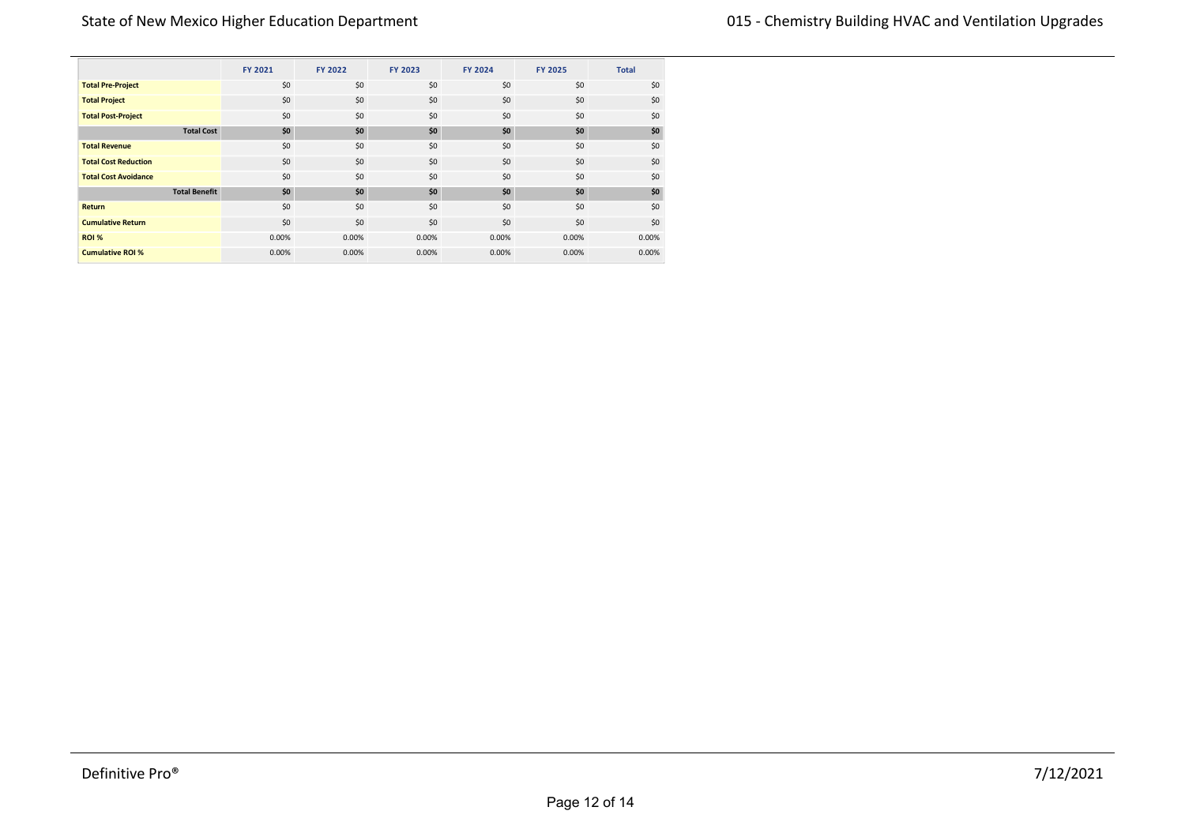| | FY 2021 | FY 2022 | FY 2023 | FY 2024 | FY 2025 | Total |
|---|---|---|---|---|---|---|
| **Total Pre-Project** | $0 | $0 | $0 | $0 | $0 | $0 |
| **Total Project** | $0 | $0 | $0 | $0 | $0 | $0 |
| **Total Post-Project** | $0 | $0 | $0 | $0 | $0 | $0 |
| **Total Cost** | **$0** | **$0** | **$0** | **$0** | **$0** | **$0** |
| **Total Revenue** | $0 | $0 | $0 | $0 | $0 | $0 |
| **Total Cost Reduction** | $0 | $0 | $0 | $0 | $0 | $0 |
| **Total Cost Avoidance** | $0 | $0 | $0 | $0 | $0 | $0 |
| **Total Benefit** | **$0** | **$0** | **$0** | **$0** | **$0** | **$0** |
| **Return** | $0 | $0 | $0 | $0 | $0 | $0 |
| **Cumulative Return** | $0 | $0 | $0 | $0 | $0 | $0 |
| **ROI %** | 0.00% | 0.00% | 0.00% | 0.00% | 0.00% | 0.00% |
| **Cumulative ROI %** | 0.00% | 0.00% | 0.00% | 0.00% | 0.00% | 0.00% |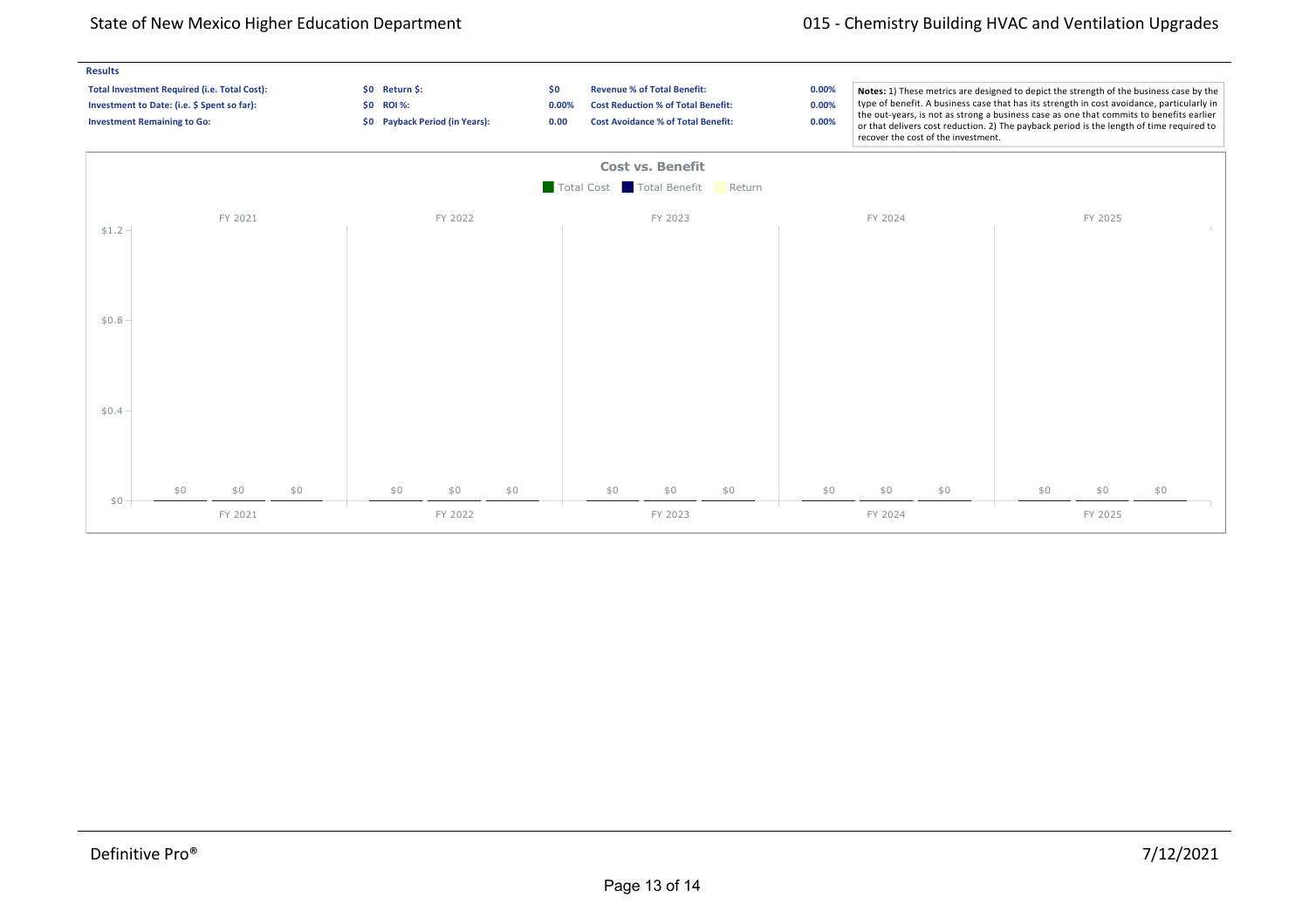**Results**

| | | | | | |
|---|---|---|---|---|---|
| **Total Investment Required (i.e. Total Cost):** | **$0** | **Return $:** | **$0** | **Revenue % of Total Benefit:** | **0.00%** |
| **Investment to Date: (i.e. $ Spent so far):** | **$0** | **ROI %:** | **0.00%** | **Cost Reduction % of Total Benefit:** | **0.00%** |
| **Investment Remaining to Go:** | **$0** | **Payback Period (in Years):** | **0.00** | **Cost Avoidance % of Total Benefit:** | **0.00%** |

**Notes:** 1) These metrics are designed to depict the strength of the business case by the type of benefit. A business case that has its strength in cost avoidance, particularly in the out-years, is not as strong a business case as one that commits to benefits earlier or that delivers cost reduction. 2) The payback period is the length of time required to recover the cost of the investment.

**Cost vs. Benefit**

Total Cost | Total Benefit | Return

| | FY 2021 | FY 2022 | FY 2023 | FY 2024 | FY 2025 |
|---|---|---|---|---|---|
| Total Cost | $0 | $0 | $0 | $0 | $0 |
| Total Benefit | $0 | $0 | $0 | $0 | $0 |
| Return | $0 | $0 | $0 | $0 | $0 |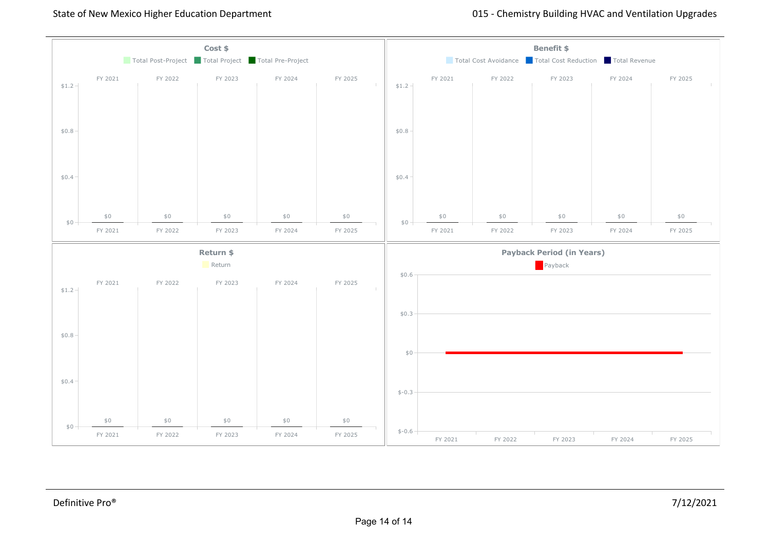Cost $

Total Post-Project   Total Project   Total Pre-Project

FY 2021   FY 2022   FY 2023   FY 2024   FY 2025

$1.2
$0.8
$0.4
$0

$0   $0   $0   $0   $0

FY 2021   FY 2022   FY 2023   FY 2024   FY 2025

Benefit $

Total Cost Avoidance   Total Cost Reduction   Total Revenue

FY 2021   FY 2022   FY 2023   FY 2024   FY 2025

$1.2
$0.8
$0.4
$0

$0   $0   $0   $0   $0

FY 2021   FY 2022   FY 2023   FY 2024   FY 2025

Return $

Return

FY 2021   FY 2022   FY 2023   FY 2024   FY 2025

$1.2
$0.8
$0.4
$0

$0   $0   $0   $0   $0

FY 2021   FY 2022   FY 2023   FY 2024   FY 2025

Payback Period (in Years)

Payback

$0.6
$0.3
$0
$-0.3
$-0.6

FY 2021   FY 2022   FY 2023   FY 2024   FY 2025